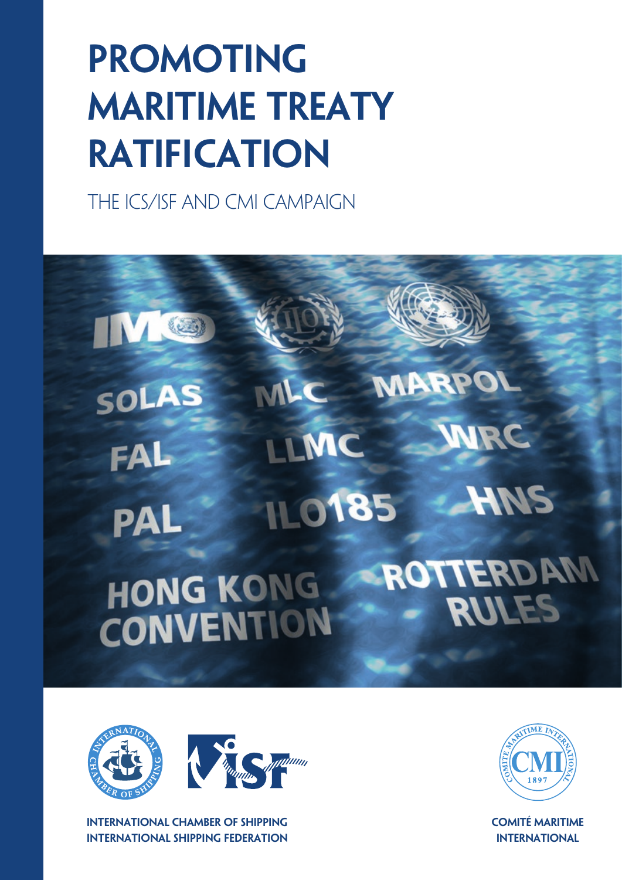# PROMOTING MARITIME TREATY RATIFICATION

THE ICS/ISF AND CMI CAMPAIGN

SOLAS MLC MARPOL FAL LLMC WRC PAL ILO185 HNS HONG KONG CONVENTION ROTTERDAM RULES

INTERNATIONAL CHAMBER OF SHIPPING
INTERNATIONAL SHIPPING FEDERATION

COMITÉ MARITIME INTERNATIONAL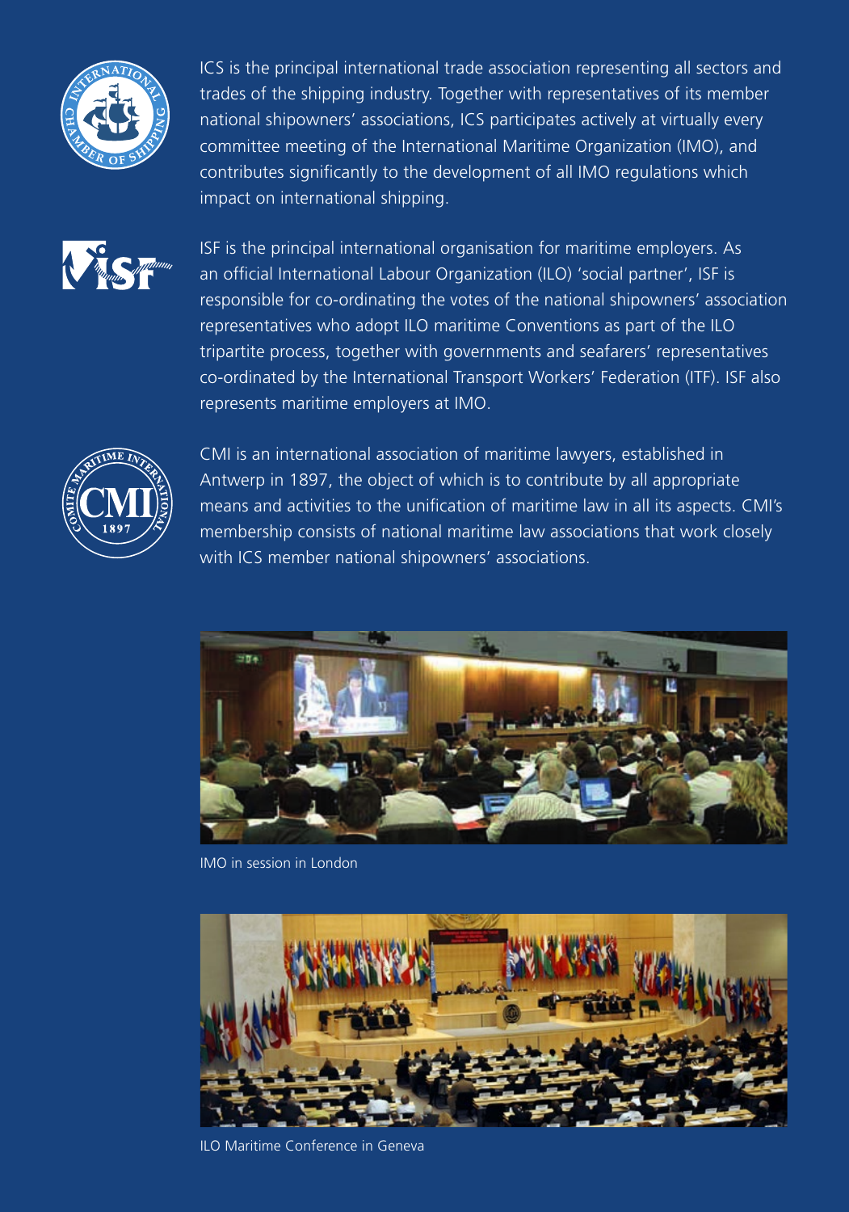ICS is the principal international trade association representing all sectors and trades of the shipping industry. Together with representatives of its member national shipowners' associations, ICS participates actively at virtually every committee meeting of the International Maritime Organization (IMO), and contributes significantly to the development of all IMO regulations which impact on international shipping.

ISF is the principal international organisation for maritime employers. As an official International Labour Organization (ILO) 'social partner', ISF is responsible for co-ordinating the votes of the national shipowners' association representatives who adopt ILO maritime Conventions as part of the ILO tripartite process, together with governments and seafarers' representatives co-ordinated by the International Transport Workers' Federation (ITF). ISF also represents maritime employers at IMO.

CMI is an international association of maritime lawyers, established in Antwerp in 1897, the object of which is to contribute by all appropriate means and activities to the unification of maritime law in all its aspects. CMI's membership consists of national maritime law associations that work closely with ICS member national shipowners' associations.

IMO in session in London

ILO Maritime Conference in Geneva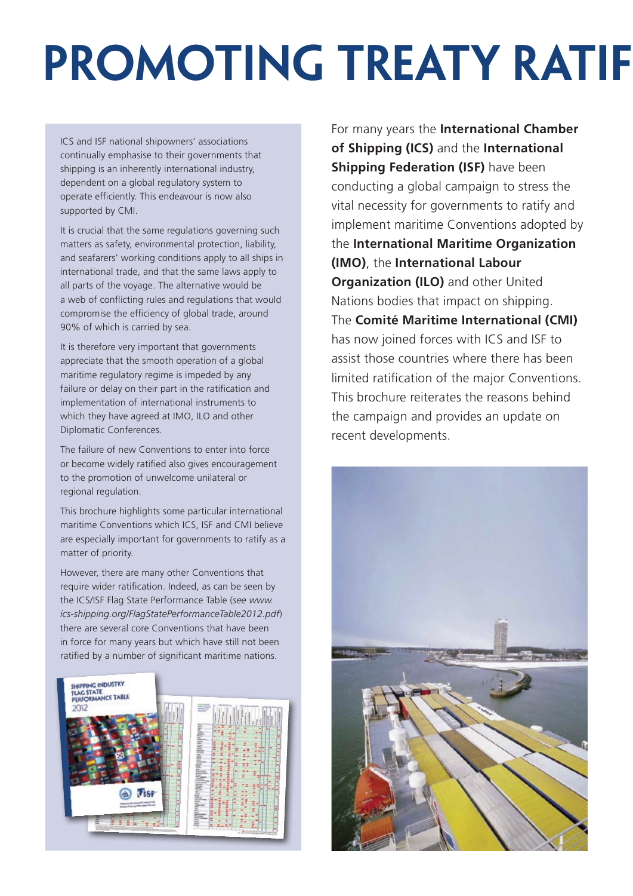# PROMOTING TREATY RATIF

For many years the **International Chamber of Shipping (ICS)** and the **International Shipping Federation (ISF)** have been conducting a global campaign to stress the vital necessity for governments to ratify and implement maritime Conventions adopted by the **International Maritime Organization (IMO)**, the **International Labour Organization (ILO)** and other United Nations bodies that impact on shipping. The **Comité Maritime International (CMI)** has now joined forces with ICS and ISF to assist those countries where there has been limited ratification of the major Conventions. This brochure reiterates the reasons behind the campaign and provides an update on recent developments.

ICS and ISF national shipowners' associations continually emphasise to their governments that shipping is an inherently international industry, dependent on a global regulatory system to operate efficiently. This endeavour is now also supported by CMI.

It is crucial that the same regulations governing such matters as safety, environmental protection, liability, and seafarers' working conditions apply to all ships in international trade, and that the same laws apply to all parts of the voyage. The alternative would be a web of conflicting rules and regulations that would compromise the efficiency of global trade, around 90% of which is carried by sea.

It is therefore very important that governments appreciate that the smooth operation of a global maritime regulatory regime is impeded by any failure or delay on their part in the ratification and implementation of international instruments to which they have agreed at IMO, ILO and other Diplomatic Conferences.

The failure of new Conventions to enter into force or become widely ratified also gives encouragement to the promotion of unwelcome unilateral or regional regulation.

This brochure highlights some particular international maritime Conventions which ICS, ISF and CMI believe are especially important for governments to ratify as a matter of priority.

However, there are many other Conventions that require wider ratification. Indeed, as can be seen by the ICS/ISF Flag State Performance Table (*see www.ics-shipping.org/FlagStatePerformanceTable2012.pdf*) there are several core Conventions that have been in force for many years but which have still not been ratified by a number of significant maritime nations.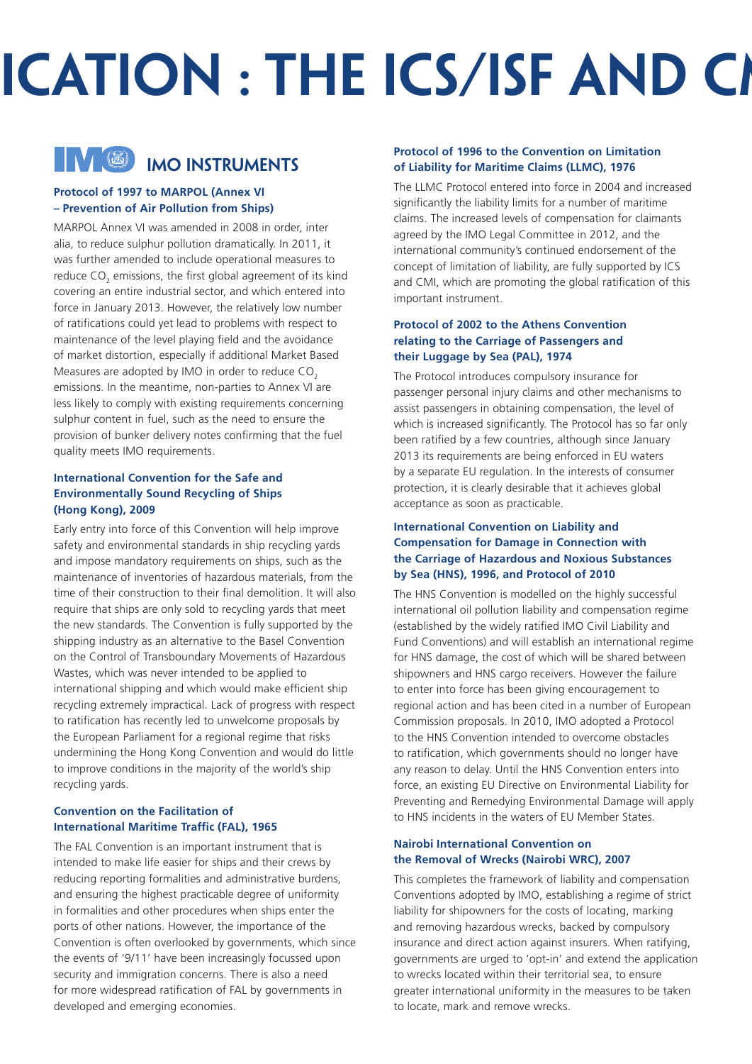# ICATION : THE ICS/ISF AND C

## IMO INSTRUMENTS

### Protocol of 1997 to MARPOL (Annex VI – Prevention of Air Pollution from Ships)

MARPOL Annex VI was amended in 2008 in order, inter alia, to reduce sulphur pollution dramatically. In 2011, it was further amended to include operational measures to reduce $CO_2$ emissions, the first global agreement of its kind covering an entire industrial sector, and which entered into force in January 2013. However, the relatively low number of ratifications could yet lead to problems with respect to maintenance of the level playing field and the avoidance of market distortion, especially if additional Market Based Measures are adopted by IMO in order to reduce $CO_2$ emissions. In the meantime, non-parties to Annex VI are less likely to comply with existing requirements concerning sulphur content in fuel, such as the need to ensure the provision of bunker delivery notes confirming that the fuel quality meets IMO requirements.

### International Convention for the Safe and Environmentally Sound Recycling of Ships (Hong Kong), 2009

Early entry into force of this Convention will help improve safety and environmental standards in ship recycling yards and impose mandatory requirements on ships, such as the maintenance of inventories of hazardous materials, from the time of their construction to their final demolition. It will also require that ships are only sold to recycling yards that meet the new standards. The Convention is fully supported by the shipping industry as an alternative to the Basel Convention on the Control of Transboundary Movements of Hazardous Wastes, which was never intended to be applied to international shipping and which would make efficient ship recycling extremely impractical. Lack of progress with respect to ratification has recently led to unwelcome proposals by the European Parliament for a regional regime that risks undermining the Hong Kong Convention and would do little to improve conditions in the majority of the world's ship recycling yards.

### Convention on the Facilitation of International Maritime Traffic (FAL), 1965

The FAL Convention is an important instrument that is intended to make life easier for ships and their crews by reducing reporting formalities and administrative burdens, and ensuring the highest practicable degree of uniformity in formalities and other procedures when ships enter the ports of other nations. However, the importance of the Convention is often overlooked by governments, which since the events of '9/11' have been increasingly focussed upon security and immigration concerns. There is also a need for more widespread ratification of FAL by governments in developed and emerging economies.

### Protocol of 1996 to the Convention on Limitation of Liability for Maritime Claims (LLMC), 1976

The LLMC Protocol entered into force in 2004 and increased significantly the liability limits for a number of maritime claims. The increased levels of compensation for claimants agreed by the IMO Legal Committee in 2012, and the international community's continued endorsement of the concept of limitation of liability, are fully supported by ICS and CMI, which are promoting the global ratification of this important instrument.

### Protocol of 2002 to the Athens Convention relating to the Carriage of Passengers and their Luggage by Sea (PAL), 1974

The Protocol introduces compulsory insurance for passenger personal injury claims and other mechanisms to assist passengers in obtaining compensation, the level of which is increased significantly. The Protocol has so far only been ratified by a few countries, although since January 2013 its requirements are being enforced in EU waters by a separate EU regulation. In the interests of consumer protection, it is clearly desirable that it achieves global acceptance as soon as practicable.

### International Convention on Liability and Compensation for Damage in Connection with the Carriage of Hazardous and Noxious Substances by Sea (HNS), 1996, and Protocol of 2010

The HNS Convention is modelled on the highly successful international oil pollution liability and compensation regime (established by the widely ratified IMO Civil Liability and Fund Conventions) and will establish an international regime for HNS damage, the cost of which will be shared between shipowners and HNS cargo receivers. However the failure to enter into force has been giving encouragement to regional action and has been cited in a number of European Commission proposals. In 2010, IMO adopted a Protocol to the HNS Convention intended to overcome obstacles to ratification, which governments should no longer have any reason to delay. Until the HNS Convention enters into force, an existing EU Directive on Environmental Liability for Preventing and Remedying Environmental Damage will apply to HNS incidents in the waters of EU Member States.

### Nairobi International Convention on the Removal of Wrecks (Nairobi WRC), 2007

This completes the framework of liability and compensation Conventions adopted by IMO, establishing a regime of strict liability for shipowners for the costs of locating, marking and removing hazardous wrecks, backed by compulsory insurance and direct action against insurers. When ratifying, governments are urged to 'opt-in' and extend the application to wrecks located within their territorial sea, to ensure greater international uniformity in the measures to be taken to locate, mark and remove wrecks.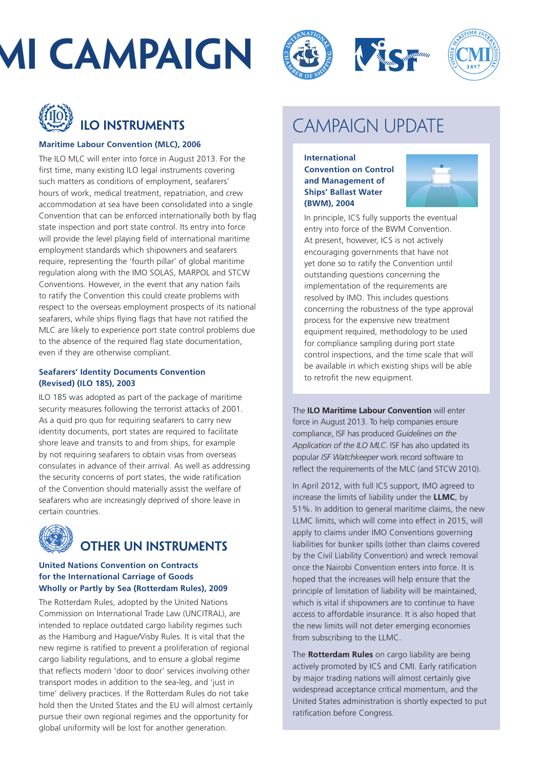# MI CAMPAIGN

## ILO INSTRUMENTS

### Maritime Labour Convention (MLC), 2006

The ILO MLC will enter into force in August 2013. For the first time, many existing ILO legal instruments covering such matters as conditions of employment, seafarers' hours of work, medical treatment, repatriation, and crew accommodation at sea have been consolidated into a single Convention that can be enforced internationally both by flag state inspection and port state control. Its entry into force will provide the level playing field of international maritime employment standards which shipowners and seafarers require, representing the 'fourth pillar' of global maritime regulation along with the IMO SOLAS, MARPOL and STCW Conventions. However, in the event that any nation fails to ratify the Convention this could create problems with respect to the overseas employment prospects of its national seafarers, while ships flying flags that have not ratified the MLC are likely to experience port state control problems due to the absence of the required flag state documentation, even if they are otherwise compliant.

### Seafarers' Identity Documents Convention (Revised) (ILO 185), 2003

ILO 185 was adopted as part of the package of maritime security measures following the terrorist attacks of 2001. As a quid pro quo for requiring seafarers to carry new identity documents, port states are required to facilitate shore leave and transits to and from ships, for example by not requiring seafarers to obtain visas from overseas consulates in advance of their arrival. As well as addressing the security concerns of port states, the wide ratification of the Convention should materially assist the welfare of seafarers who are increasingly deprived of shore leave in certain countries.

## OTHER UN INSTRUMENTS

### United Nations Convention on Contracts for the International Carriage of Goods Wholly or Partly by Sea (Rotterdam Rules), 2009

The Rotterdam Rules, adopted by the United Nations Commission on International Trade Law (UNCITRAL), are intended to replace outdated cargo liability regimes such as the Hamburg and Hague/Visby Rules. It is vital that the new regime is ratified to prevent a proliferation of regional cargo liability regulations, and to ensure a global regime that reflects modern 'door to door' services involving other transport modes in addition to the sea-leg, and 'just in time' delivery practices. If the Rotterdam Rules do not take hold then the United States and the EU will almost certainly pursue their own regional regimes and the opportunity for global uniformity will be lost for another generation.

## CAMPAIGN UPDATE

### International Convention on Control and Management of Ships' Ballast Water (BWM), 2004

In principle, ICS fully supports the eventual entry into force of the BWM Convention. At present, however, ICS is not actively encouraging governments that have not yet done so to ratify the Convention until outstanding questions concerning the implementation of the requirements are resolved by IMO. This includes questions concerning the robustness of the type approval process for the expensive new treatment equipment required, methodology to be used for compliance sampling during port state control inspections, and the time scale that will be available in which existing ships will be able to retrofit the new equipment.

The **ILO Maritime Labour Convention** will enter force in August 2013. To help companies ensure compliance, ISF has produced *Guidelines on the Application of the ILO MLC*. ISF has also updated its popular *ISF Watchkeeper* work record software to reflect the requirements of the MLC (and STCW 2010).

In April 2012, with full ICS support, IMO agreed to increase the limits of liability under the **LLMC**, by 51%. In addition to general maritime claims, the new LLMC limits, which will come into effect in 2015, will apply to claims under IMO Conventions governing liabilities for bunker spills (other than claims covered by the Civil Liability Convention) and wreck removal once the Nairobi Convention enters into force. It is hoped that the increases will help ensure that the principle of limitation of liability will be maintained, which is vital if shipowners are to continue to have access to affordable insurance. It is also hoped that the new limits will not deter emerging economies from subscribing to the LLMC.

The **Rotterdam Rules** on cargo liability are being actively promoted by ICS and CMI. Early ratification by major trading nations will almost certainly give widespread acceptance critical momentum, and the United States administration is shortly expected to put ratification before Congress.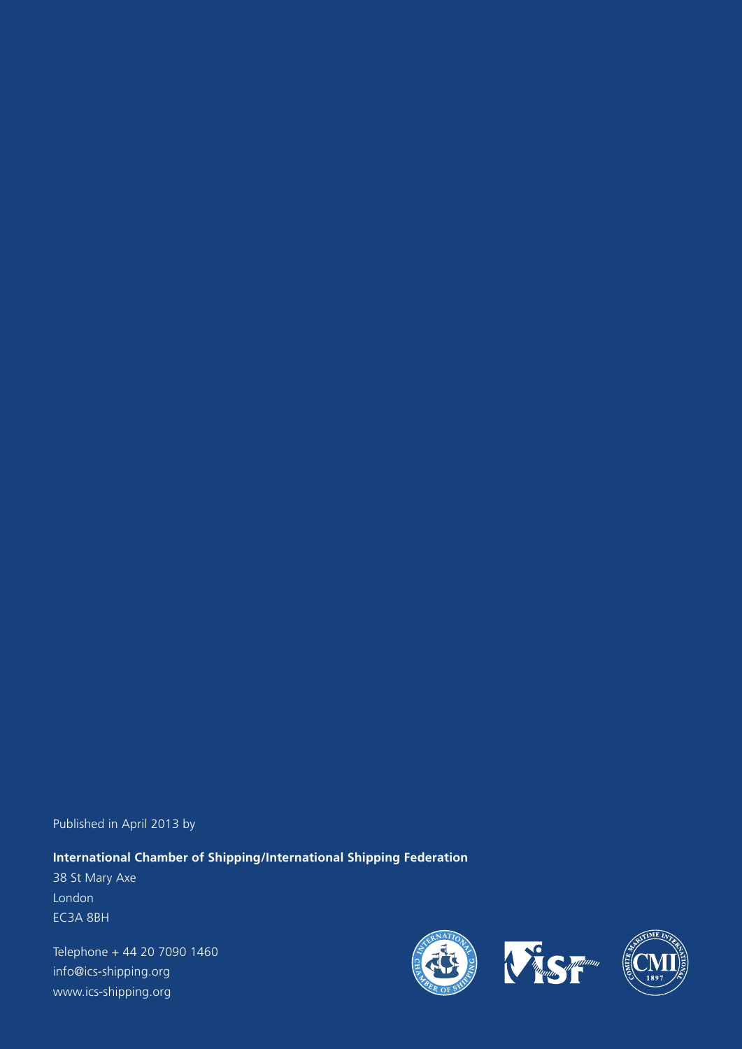Published in April 2013 by

**International Chamber of Shipping/International Shipping Federation**

38 St Mary Axe
London
EC3A 8BH

Telephone + 44 20 7090 1460
info@ics-shipping.org
www.ics-shipping.org